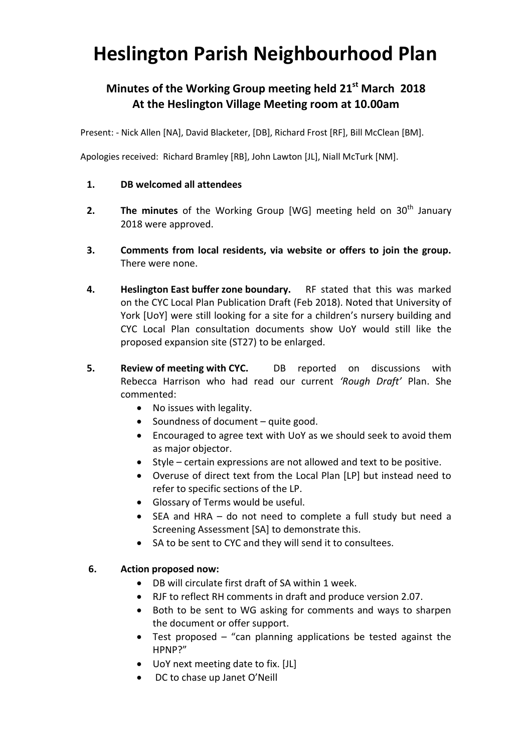# Heslington Parish Neighbourhood Plan

## Minutes of the Working Group meeting held 21st March 2018
## At the Heslington Village Meeting room at 10.00am

Present: - Nick Allen [NA], David Blacketer, [DB], Richard Frost [RF], Bill McClean [BM].

Apologies received: Richard Bramley [RB], John Lawton [JL], Niall McTurk [NM].

1. **DB welcomed all attendees**

2. **The minutes** of the Working Group [WG] meeting held on 30th January 2018 were approved.

3. **Comments from local residents, via website or offers to join the group.** There were none.

4. **Heslington East buffer zone boundary.** RF stated that this was marked on the CYC Local Plan Publication Draft (Feb 2018). Noted that University of York [UoY] were still looking for a site for a children's nursery building and CYC Local Plan consultation documents show UoY would still like the proposed expansion site (ST27) to be enlarged.

5. **Review of meeting with CYC.** DB reported on discussions with Rebecca Harrison who had read our current *'Rough Draft'* Plan. She commented:
   - No issues with legality.
   - Soundness of document – quite good.
   - Encouraged to agree text with UoY as we should seek to avoid them as major objector.
   - Style – certain expressions are not allowed and text to be positive.
   - Overuse of direct text from the Local Plan [LP] but instead need to refer to specific sections of the LP.
   - Glossary of Terms would be useful.
   - SEA and HRA – do not need to complete a full study but need a Screening Assessment [SA] to demonstrate this.
   - SA to be sent to CYC and they will send it to consultees.

6. **Action proposed now:**
   - DB will circulate first draft of SA within 1 week.
   - RJF to reflect RH comments in draft and produce version 2.07.
   - Both to be sent to WG asking for comments and ways to sharpen the document or offer support.
   - Test proposed – "can planning applications be tested against the HPNP?"
   - UoY next meeting date to fix. [JL]
   - DC to chase up Janet O'Neill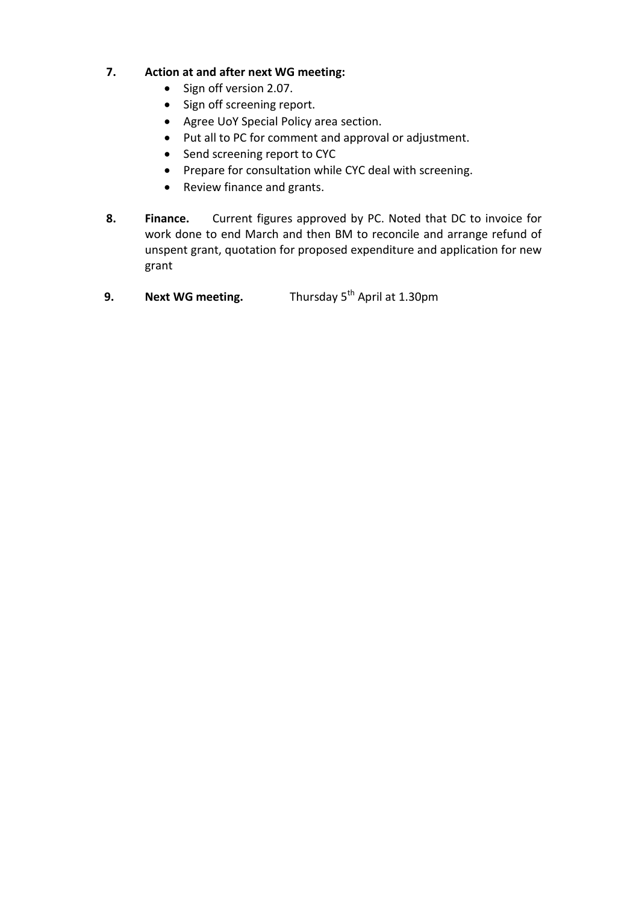7. **Action at and after next WG meeting:**
   - Sign off version 2.07.
   - Sign off screening report.
   - Agree UoY Special Policy area section.
   - Put all to PC for comment and approval or adjustment.
   - Send screening report to CYC
   - Prepare for consultation while CYC deal with screening.
   - Review finance and grants.

8. **Finance.** Current figures approved by PC. Noted that DC to invoice for work done to end March and then BM to reconcile and arrange refund of unspent grant, quotation for proposed expenditure and application for new grant

9. **Next WG meeting.** Thursday 5th April at 1.30pm